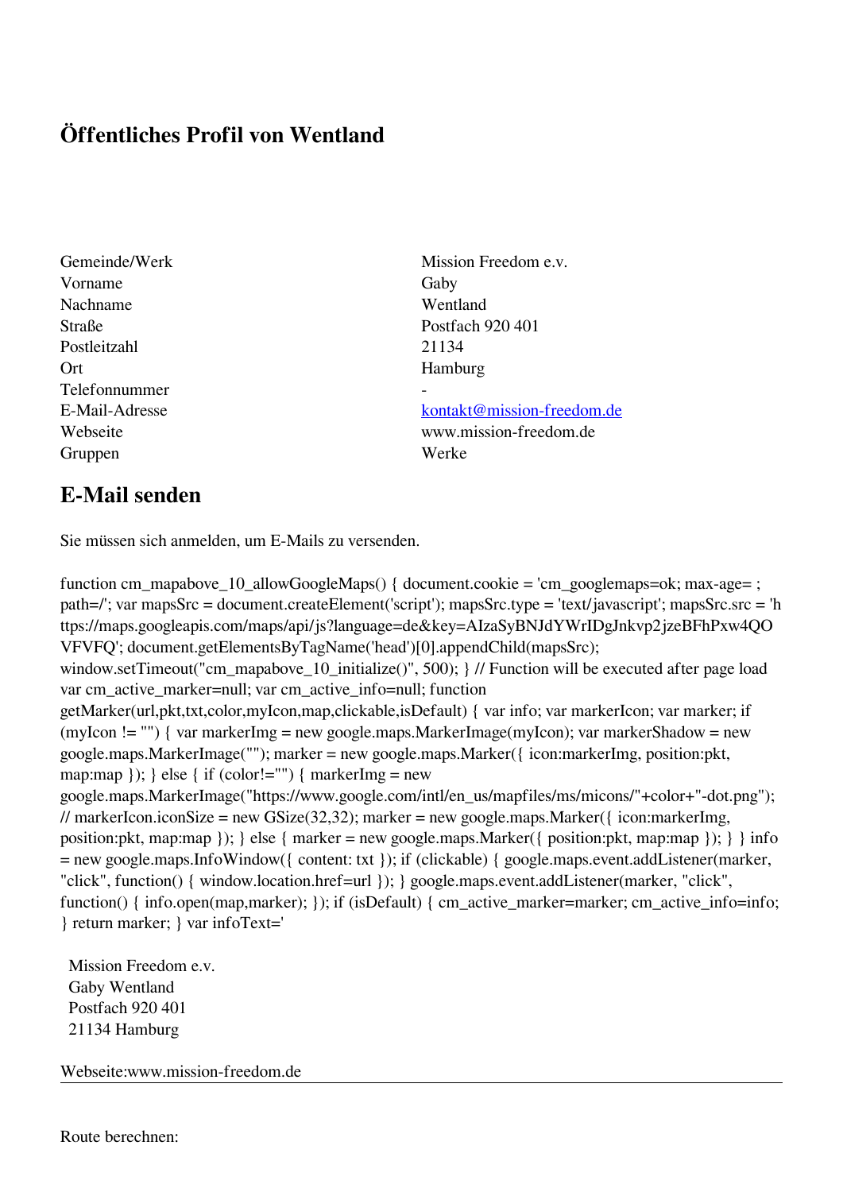# Öffentliches Profil von Wentland

| | |
|---|---|
| Gemeinde/Werk | Mission Freedom e.v. |
| Vorname | Gaby |
| Nachname | Wentland |
| Straße | Postfach 920 401 |
| Postleitzahl | 21134 |
| Ort | Hamburg |
| Telefonnummer | - |
| E-Mail-Adresse | kontakt@mission-freedom.de |
| Webseite | www.mission-freedom.de |
| Gruppen | Werke |

## E-Mail senden

Sie müssen sich anmelden, um E-Mails zu versenden.

function cm_mapabove_10_allowGoogleMaps() { document.cookie = 'cm_googlemaps=ok; max-age= ; path=/'; var mapsSrc = document.createElement('script'); mapsSrc.type = 'text/javascript'; mapsSrc.src = 'https://maps.googleapis.com/maps/api/js?language=de&key=AIzaSyBNJdYWrIDgJnkvp2jzeBFhPxw4QOVFVFQ'; document.getElementsByTagName('head')[0].appendChild(mapsSrc); window.setTimeout("cm_mapabove_10_initialize()", 500); } // Function will be executed after page load var cm_active_marker=null; var cm_active_info=null; function getMarker(url,pkt,txt,color,myIcon,map,clickable,isDefault) { var info; var markerIcon; var marker; if (myIcon != "") { var markerImg = new google.maps.MarkerImage(myIcon); var markerShadow = new google.maps.MarkerImage(""); marker = new google.maps.Marker({ icon:markerImg, position:pkt, map:map }); } else { if (color!="") { markerImg = new google.maps.MarkerImage("https://www.google.com/intl/en_us/mapfiles/ms/micons/"+color+"-dot.png"); // markerIcon.iconSize = new GSize(32,32); marker = new google.maps.Marker({ icon:markerImg, position:pkt, map:map }); } else { marker = new google.maps.Marker({ position:pkt, map:map }); } } info = new google.maps.InfoWindow({ content: txt }); if (clickable) { google.maps.event.addListener(marker, "click", function() { window.location.href=url }); } google.maps.event.addListener(marker, "click", function() { info.open(map,marker); }); if (isDefault) { cm_active_marker=marker; cm_active_info=info; } return marker; } var infoText='

Mission Freedom e.v.
Gaby Wentland
Postfach 920 401
21134 Hamburg

Webseite:www.mission-freedom.de

---

Route berechnen: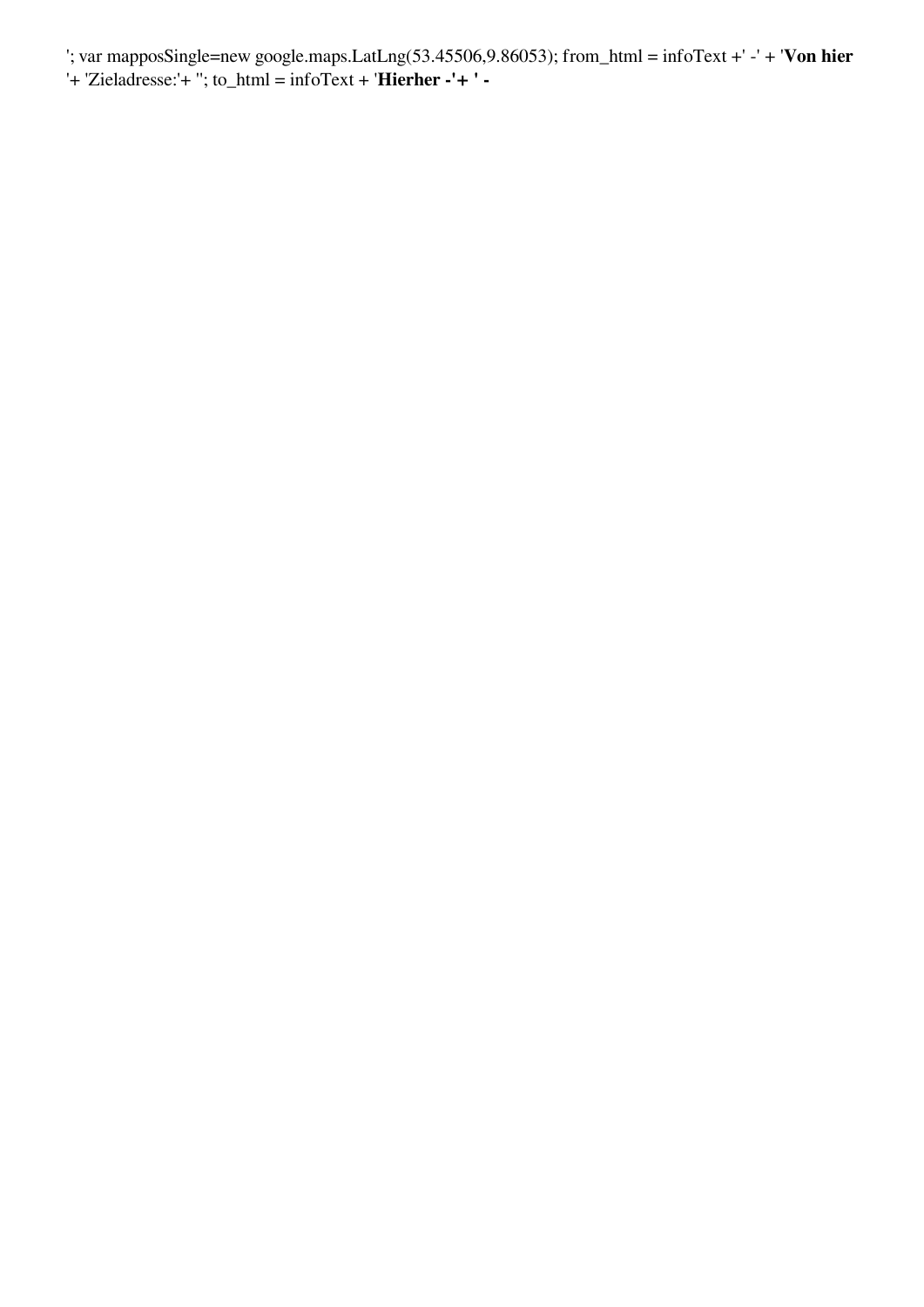'; var mapposSingle=new google.maps.LatLng(53.45506,9.86053); from_html = infoText +' -' + '**Von hier** '+ 'Zieladresse:'+ ''; to_html = infoText + '**Hierher -'+ ' -**